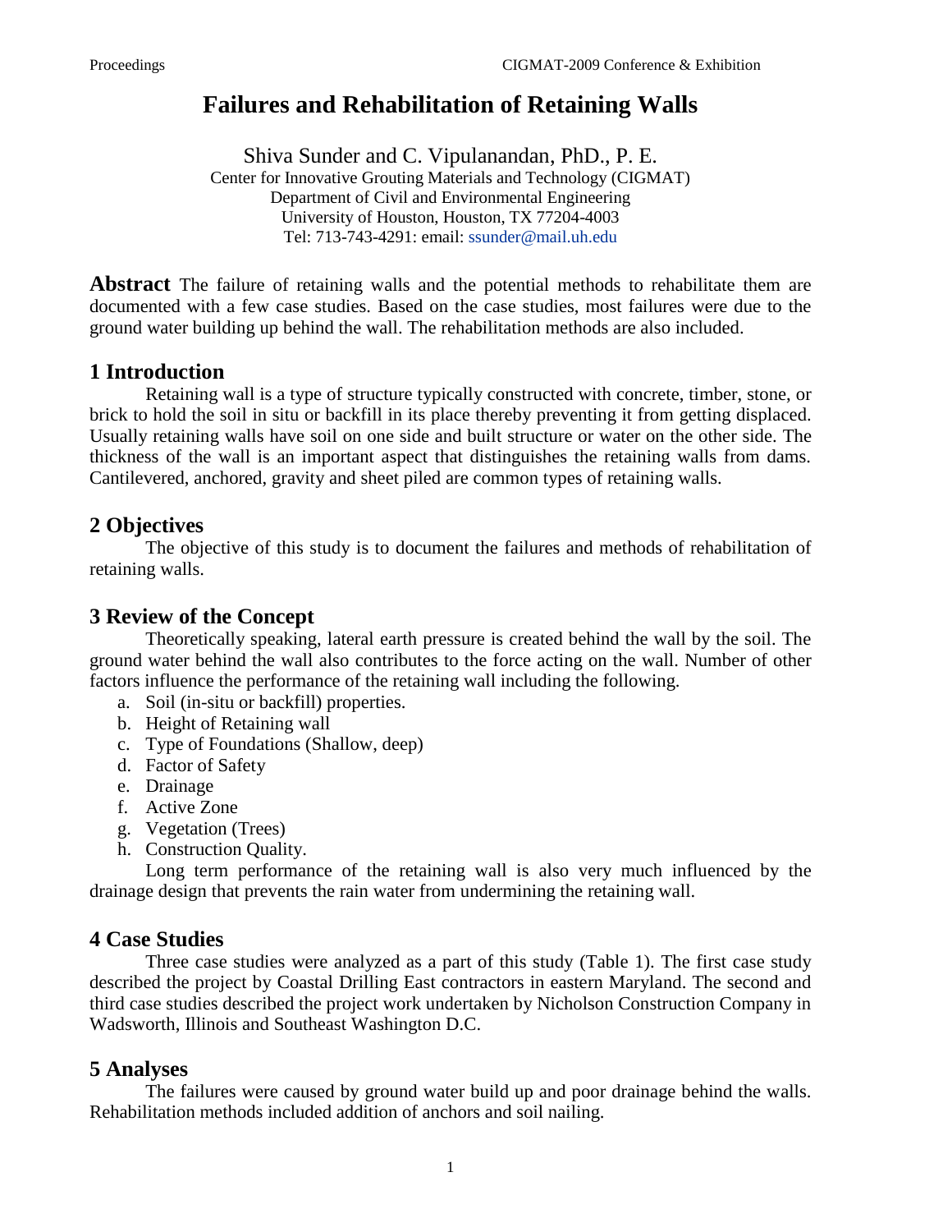# Failures and Rehabilitation of Retaining Walls

Shiva Sunder and C. Vipulanandan, PhD., P. E.
Center for Innovative Grouting Materials and Technology (CIGMAT)
Department of Civil and Environmental Engineering
University of Houston, Houston, TX 77204-4003
Tel: 713-743-4291: email: ssunder@mail.uh.edu

**Abstract** The failure of retaining walls and the potential methods to rehabilitate them are documented with a few case studies. Based on the case studies, most failures were due to the ground water building up behind the wall. The rehabilitation methods are also included.

## 1 Introduction

Retaining wall is a type of structure typically constructed with concrete, timber, stone, or brick to hold the soil in situ or backfill in its place thereby preventing it from getting displaced. Usually retaining walls have soil on one side and built structure or water on the other side. The thickness of the wall is an important aspect that distinguishes the retaining walls from dams. Cantilevered, anchored, gravity and sheet piled are common types of retaining walls.

## 2 Objectives

The objective of this study is to document the failures and methods of rehabilitation of retaining walls.

## 3 Review of the Concept

Theoretically speaking, lateral earth pressure is created behind the wall by the soil. The ground water behind the wall also contributes to the force acting on the wall. Number of other factors influence the performance of the retaining wall including the following.

a. Soil (in-situ or backfill) properties.
b. Height of Retaining wall
c. Type of Foundations (Shallow, deep)
d. Factor of Safety
e. Drainage
f. Active Zone
g. Vegetation (Trees)
h. Construction Quality.

Long term performance of the retaining wall is also very much influenced by the drainage design that prevents the rain water from undermining the retaining wall.

## 4 Case Studies

Three case studies were analyzed as a part of this study (Table 1). The first case study described the project by Coastal Drilling East contractors in eastern Maryland. The second and third case studies described the project work undertaken by Nicholson Construction Company in Wadsworth, Illinois and Southeast Washington D.C.

## 5 Analyses

The failures were caused by ground water build up and poor drainage behind the walls. Rehabilitation methods included addition of anchors and soil nailing.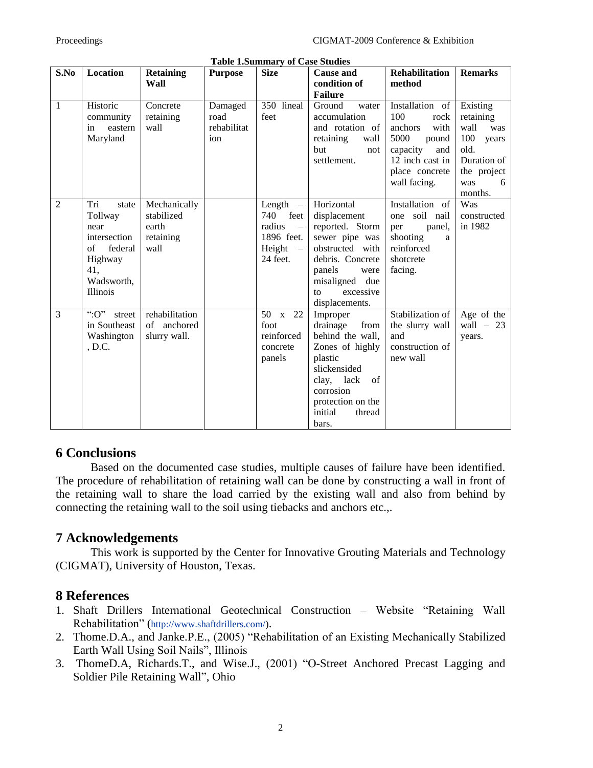**Table 1.Summary of Case Studies**

| S.No | Location | Retaining Wall | Purpose | Size | Cause and condition of Failure | Rehabilitation method | Remarks |
|---|---|---|---|---|---|---|---|
| 1 | Historic community in eastern Maryland | Concrete retaining wall | Damaged road rehabilitation | 350 lineal feet | Ground water accumulation and rotation of retaining wall but not settlement. | Installation of 100 rock anchors with 5000 pound capacity and 12 inch cast in place concrete wall facing. | Existing retaining wall was 100 years old. Duration of the project was 6 months. |
| 2 | Tri state Tollway near intersection of federal Highway 41, Wadsworth, Illinois | Mechanically stabilized earth retaining wall | | Length – 740 feet radius – 1896 feet. Height – 24 feet. | Horizontal displacement reported. Storm sewer pipe was obstructed with debris. Concrete panels were misaligned due to excessive displacements. | Installation of one soil nail per panel, shooting a reinforced shotcrete facing. | Was constructed in 1982 |
| 3 | ":O" street in Southeast Washington , D.C. | rehabilitation of anchored slurry wall. | | 50 x 22 foot reinforced concrete panels | Improper drainage from behind the wall, Zones of highly plastic slickensided clay, lack of corrosion protection on the initial thread bars. | Stabilization of the slurry wall and construction of new wall | Age of the wall – 23 years. |

## 6 Conclusions

Based on the documented case studies, multiple causes of failure have been identified. The procedure of rehabilitation of retaining wall can be done by constructing a wall in front of the retaining wall to share the load carried by the existing wall and also from behind by connecting the retaining wall to the soil using tiebacks and anchors etc.,.

## 7 Acknowledgements

This work is supported by the Center for Innovative Grouting Materials and Technology (CIGMAT), University of Houston, Texas.

## 8 References

1. Shaft Drillers International Geotechnical Construction – Website "Retaining Wall Rehabilitation" (http://www.shaftdrillers.com/).
2. Thome.D.A., and Janke.P.E., (2005) "Rehabilitation of an Existing Mechanically Stabilized Earth Wall Using Soil Nails", Illinois
3. ThomeD.A, Richards.T., and Wise.J., (2001) "O-Street Anchored Precast Lagging and Soldier Pile Retaining Wall", Ohio